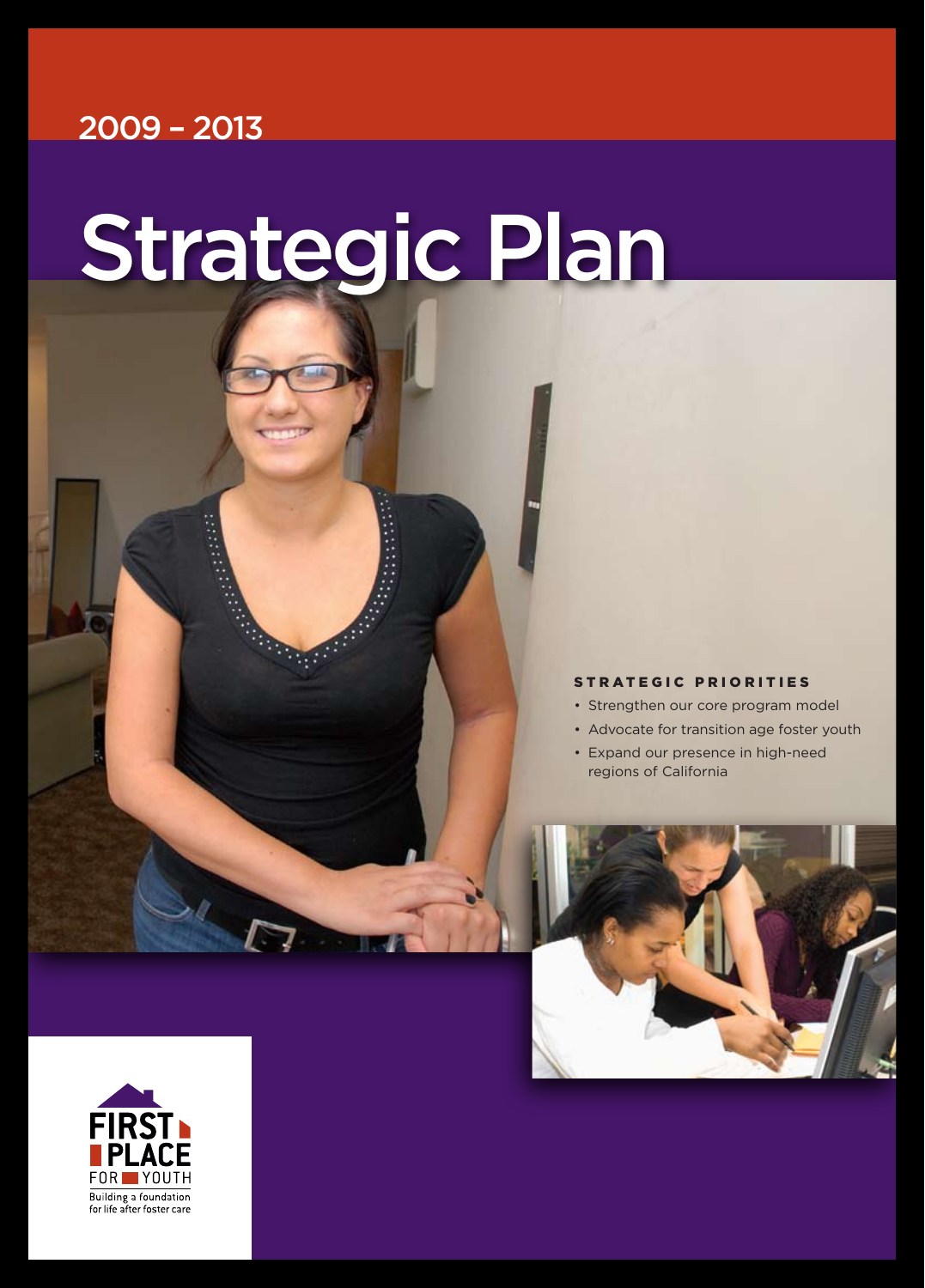2009 – 2013

# Strategic Plan

**STRATEGIC PRIORITIES**

- Strengthen our core program model
- Advocate for transition age foster youth
- Expand our presence in high-need regions of California

FIRST PLACE FOR YOUTH

Building a foundation for life after foster care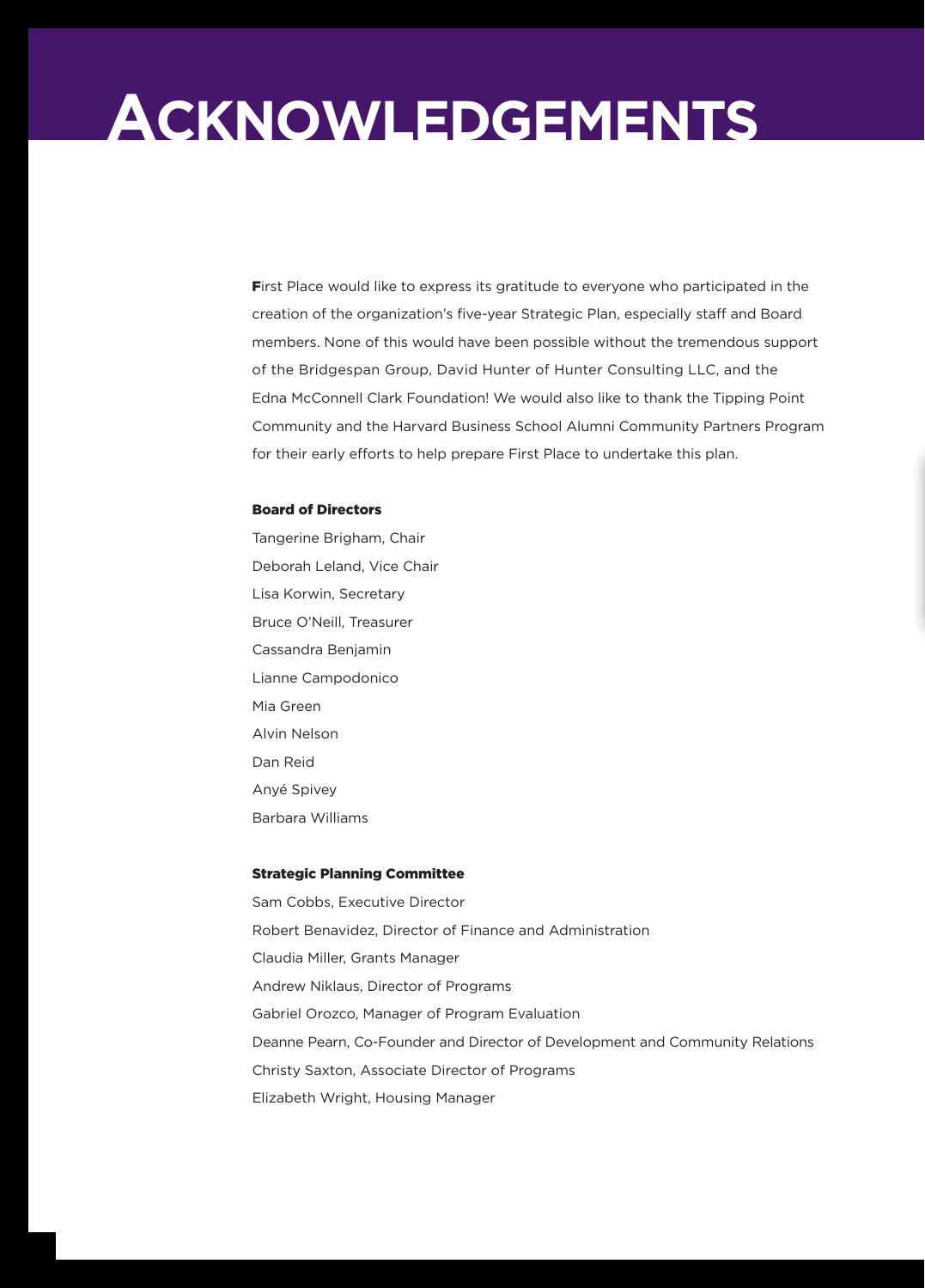# Acknowledgements

First Place would like to express its gratitude to everyone who participated in the creation of the organization's five-year Strategic Plan, especially staff and Board members. None of this would have been possible without the tremendous support of the Bridgespan Group, David Hunter of Hunter Consulting LLC, and the Edna McConnell Clark Foundation! We would also like to thank the Tipping Point Community and the Harvard Business School Alumni Community Partners Program for their early efforts to help prepare First Place to undertake this plan.

**Board of Directors**

Tangerine Brigham, Chair
Deborah Leland, Vice Chair
Lisa Korwin, Secretary
Bruce O'Neill, Treasurer
Cassandra Benjamin
Lianne Campodonico
Mia Green
Alvin Nelson
Dan Reid
Anyé Spivey
Barbara Williams

**Strategic Planning Committee**

Sam Cobbs, Executive Director
Robert Benavidez, Director of Finance and Administration
Claudia Miller, Grants Manager
Andrew Niklaus, Director of Programs
Gabriel Orozco, Manager of Program Evaluation
Deanne Pearn, Co-Founder and Director of Development and Community Relations
Christy Saxton, Associate Director of Programs
Elizabeth Wright, Housing Manager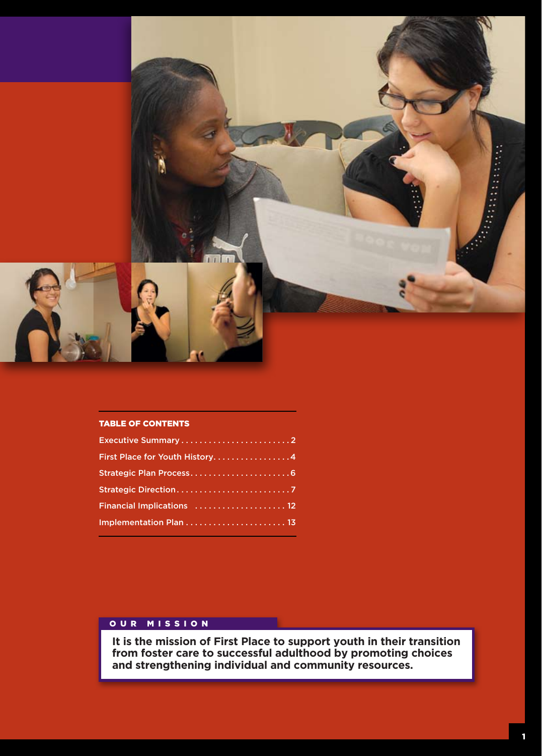## TABLE OF CONTENTS

| Section | Page |
| --- | --- |
| Executive Summary | 2 |
| First Place for Youth History | 4 |
| Strategic Plan Process | 6 |
| Strategic Direction | 7 |
| Financial Implications | 12 |
| Implementation Plan | 13 |

## OUR MISSION

**It is the mission of First Place to support youth in their transition from foster care to successful adulthood by promoting choices and strengthening individual and community resources.**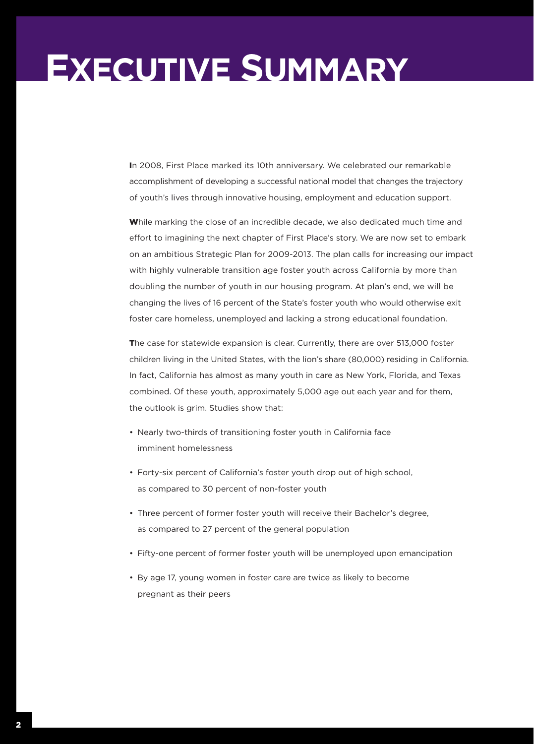# Executive Summary

In 2008, First Place marked its 10th anniversary. We celebrated our remarkable accomplishment of developing a successful national model that changes the trajectory of youth's lives through innovative housing, employment and education support.

While marking the close of an incredible decade, we also dedicated much time and effort to imagining the next chapter of First Place's story. We are now set to embark on an ambitious Strategic Plan for 2009-2013. The plan calls for increasing our impact with highly vulnerable transition age foster youth across California by more than doubling the number of youth in our housing program. At plan's end, we will be changing the lives of 16 percent of the State's foster youth who would otherwise exit foster care homeless, unemployed and lacking a strong educational foundation.

The case for statewide expansion is clear. Currently, there are over 513,000 foster children living in the United States, with the lion's share (80,000) residing in California. In fact, California has almost as many youth in care as New York, Florida, and Texas combined. Of these youth, approximately 5,000 age out each year and for them, the outlook is grim. Studies show that:

- Nearly two-thirds of transitioning foster youth in California face imminent homelessness
- Forty-six percent of California's foster youth drop out of high school, as compared to 30 percent of non-foster youth
- Three percent of former foster youth will receive their Bachelor's degree, as compared to 27 percent of the general population
- Fifty-one percent of former foster youth will be unemployed upon emancipation
- By age 17, young women in foster care are twice as likely to become pregnant as their peers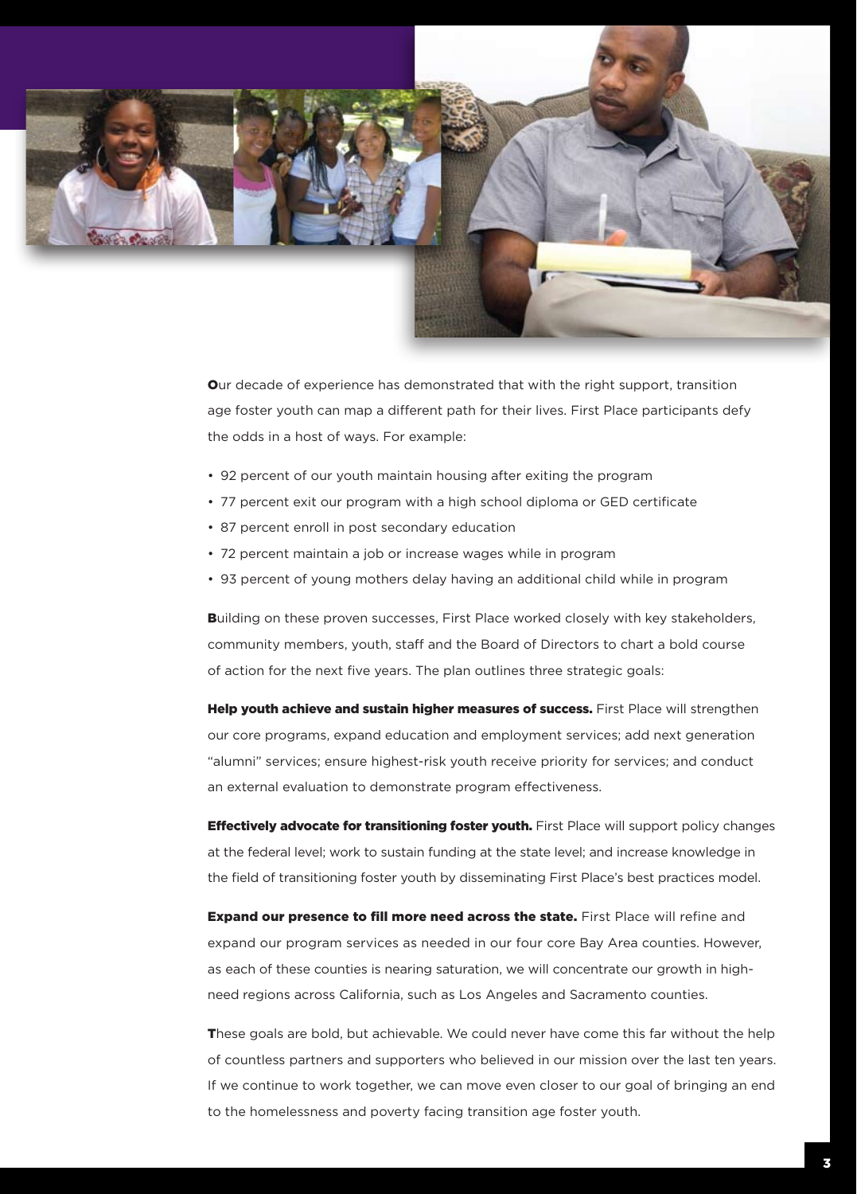Our decade of experience has demonstrated that with the right support, transition age foster youth can map a different path for their lives. First Place participants defy the odds in a host of ways. For example:

- 92 percent of our youth maintain housing after exiting the program
- 77 percent exit our program with a high school diploma or GED certificate
- 87 percent enroll in post secondary education
- 72 percent maintain a job or increase wages while in program
- 93 percent of young mothers delay having an additional child while in program

Building on these proven successes, First Place worked closely with key stakeholders, community members, youth, staff and the Board of Directors to chart a bold course of action for the next five years. The plan outlines three strategic goals:

**Help youth achieve and sustain higher measures of success.** First Place will strengthen our core programs, expand education and employment services; add next generation "alumni" services; ensure highest-risk youth receive priority for services; and conduct an external evaluation to demonstrate program effectiveness.

**Effectively advocate for transitioning foster youth.** First Place will support policy changes at the federal level; work to sustain funding at the state level; and increase knowledge in the field of transitioning foster youth by disseminating First Place's best practices model.

**Expand our presence to fill more need across the state.** First Place will refine and expand our program services as needed in our four core Bay Area counties. However, as each of these counties is nearing saturation, we will concentrate our growth in high-need regions across California, such as Los Angeles and Sacramento counties.

These goals are bold, but achievable. We could never have come this far without the help of countless partners and supporters who believed in our mission over the last ten years. If we continue to work together, we can move even closer to our goal of bringing an end to the homelessness and poverty facing transition age foster youth.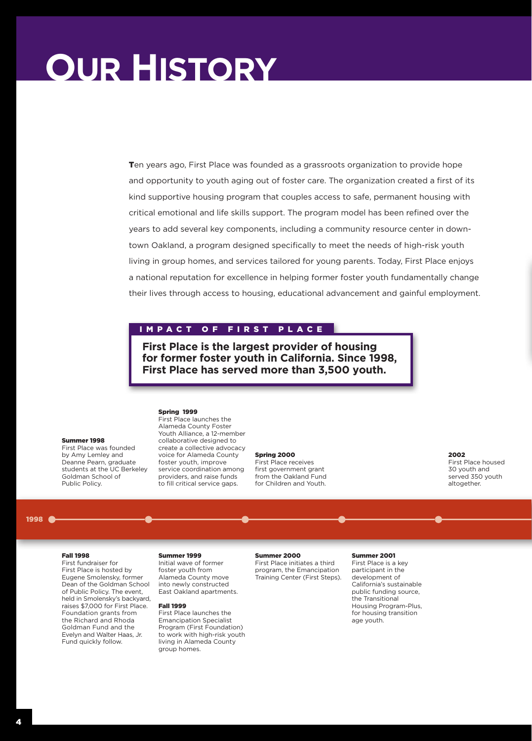# Our History

Ten years ago, First Place was founded as a grassroots organization to provide hope and opportunity to youth aging out of foster care. The organization created a first of its kind supportive housing program that couples access to safe, permanent housing with critical emotional and life skills support. The program model has been refined over the years to add several key components, including a community resource center in downtown Oakland, a program designed specifically to meet the needs of high-risk youth living in group homes, and services tailored for young parents. Today, First Place enjoys a national reputation for excellence in helping former foster youth fundamentally change their lives through access to housing, educational advancement and gainful employment.

## Impact of First Place

**First Place is the largest provider of housing for former foster youth in California. Since 1998, First Place has served more than 3,500 youth.**

### 1998

**Summer 1998**
First Place was founded by Amy Lemley and Deanne Pearn, graduate students at the UC Berkeley Goldman School of Public Policy.

**Fall 1998**
First fundraiser for First Place is hosted by Eugene Smolensky, former Dean of the Goldman School of Public Policy. The event, held in Smolensky's backyard, raises $7,000 for First Place. Foundation grants from the Richard and Rhoda Goldman Fund and the Evelyn and Walter Haas, Jr. Fund quickly follow.

**Spring 1999**
First Place launches the Alameda County Foster Youth Alliance, a 12-member collaborative designed to create a collective advocacy voice for Alameda County foster youth, improve service coordination among providers, and raise funds to fill critical service gaps.

**Summer 1999**
Initial wave of former foster youth from Alameda County move into newly constructed East Oakland apartments.

**Fall 1999**
First Place launches the Emancipation Specialist Program (First Foundation) to work with high-risk youth living in Alameda County group homes.

**Spring 2000**
First Place receives first government grant from the Oakland Fund for Children and Youth.

**Summer 2000**
First Place initiates a third program, the Emancipation Training Center (First Steps).

**Summer 2001**
First Place is a key participant in the development of California's sustainable public funding source, the Transitional Housing Program-Plus, for housing transition age youth.

**2002**
First Place housed 30 youth and served 350 youth altogether.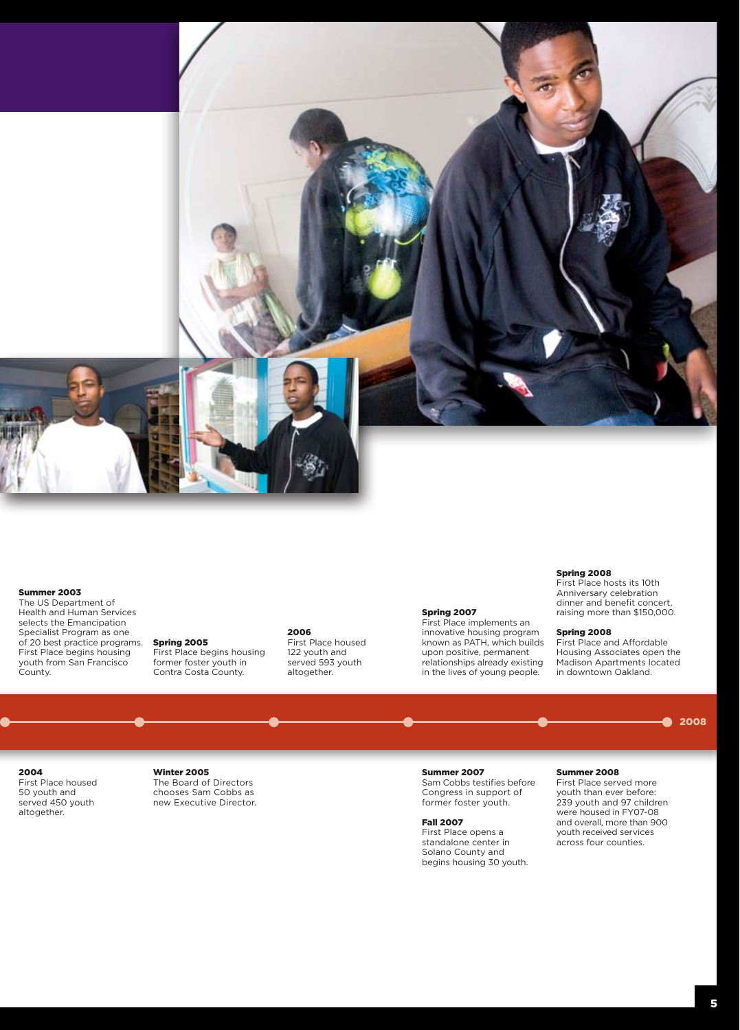**Summer 2003**
The US Department of Health and Human Services selects the Emancipation Specialist Program as one of 20 best practice programs. First Place begins housing youth from San Francisco County.

**2004**
First Place housed 50 youth and served 450 youth altogether.

**Spring 2005**
First Place begins housing former foster youth in Contra Costa County.

**Winter 2005**
The Board of Directors chooses Sam Cobbs as new Executive Director.

**2006**
First Place housed 122 youth and served 593 youth altogether.

**Spring 2007**
First Place implements an innovative housing program known as PATH, which builds upon positive, permanent relationships already existing in the lives of young people.

**Summer 2007**
Sam Cobbs testifies before Congress in support of former foster youth.

**Fall 2007**
First Place opens a standalone center in Solano County and begins housing 30 youth.

**Spring 2008**
First Place hosts its 10th Anniversary celebration dinner and benefit concert, raising more than $150,000.

**Spring 2008**
First Place and Affordable Housing Associates open the Madison Apartments located in downtown Oakland.

**Summer 2008**
First Place served more youth than ever before: 239 youth and 97 children were housed in FY07-08 and overall, more than 900 youth received services across four counties.

2008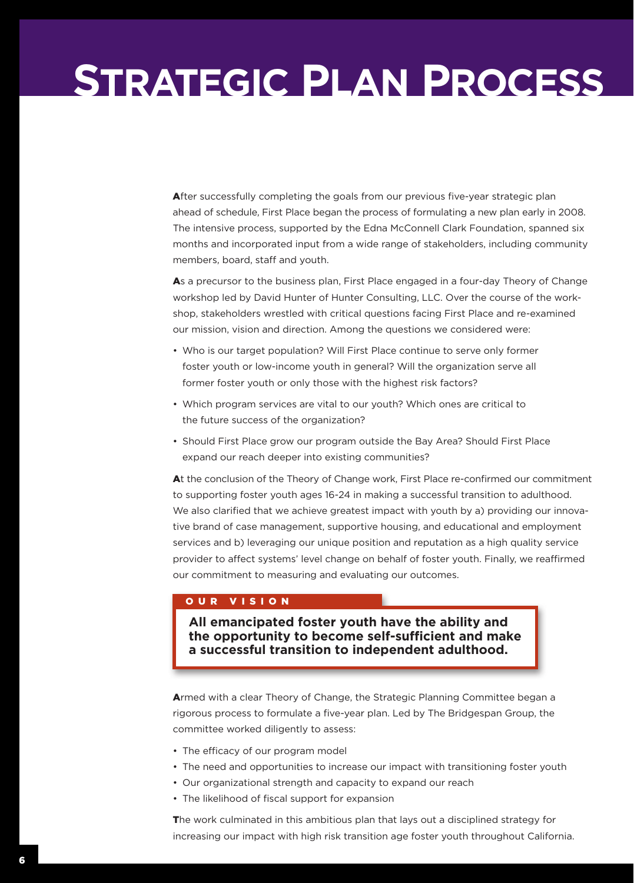# Strategic Plan Process

After successfully completing the goals from our previous five-year strategic plan ahead of schedule, First Place began the process of formulating a new plan early in 2008. The intensive process, supported by the Edna McConnell Clark Foundation, spanned six months and incorporated input from a wide range of stakeholders, including community members, board, staff and youth.

As a precursor to the business plan, First Place engaged in a four-day Theory of Change workshop led by David Hunter of Hunter Consulting, LLC. Over the course of the workshop, stakeholders wrestled with critical questions facing First Place and re-examined our mission, vision and direction. Among the questions we considered were:

- Who is our target population? Will First Place continue to serve only former foster youth or low-income youth in general? Will the organization serve all former foster youth or only those with the highest risk factors?
- Which program services are vital to our youth? Which ones are critical to the future success of the organization?
- Should First Place grow our program outside the Bay Area? Should First Place expand our reach deeper into existing communities?

At the conclusion of the Theory of Change work, First Place re-confirmed our commitment to supporting foster youth ages 16-24 in making a successful transition to adulthood. We also clarified that we achieve greatest impact with youth by a) providing our innovative brand of case management, supportive housing, and educational and employment services and b) leveraging our unique position and reputation as a high quality service provider to affect systems' level change on behalf of foster youth. Finally, we reaffirmed our commitment to measuring and evaluating our outcomes.

**OUR VISION**

**All emancipated foster youth have the ability and the opportunity to become self-sufficient and make a successful transition to independent adulthood.**

Armed with a clear Theory of Change, the Strategic Planning Committee began a rigorous process to formulate a five-year plan. Led by The Bridgespan Group, the committee worked diligently to assess:

- The efficacy of our program model
- The need and opportunities to increase our impact with transitioning foster youth
- Our organizational strength and capacity to expand our reach
- The likelihood of fiscal support for expansion

The work culminated in this ambitious plan that lays out a disciplined strategy for increasing our impact with high risk transition age foster youth throughout California.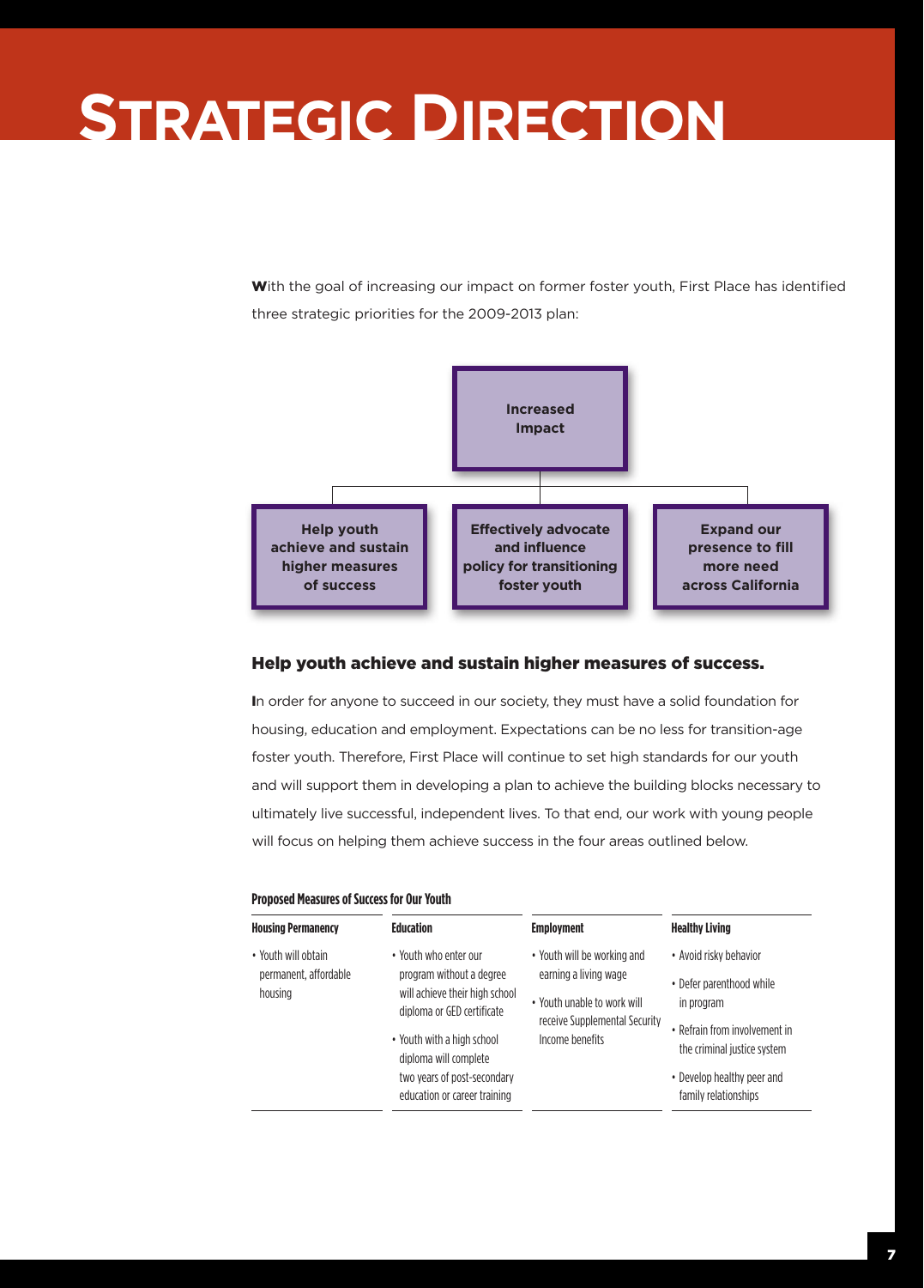# Strategic Direction

With the goal of increasing our impact on former foster youth, First Place has identified three strategic priorities for the 2009-2013 plan:

**Increased Impact**

- **Help youth achieve and sustain higher measures of success**
- **Effectively advocate and influence policy for transitioning foster youth**
- **Expand our presence to fill more need across California**

## Help youth achieve and sustain higher measures of success.

In order for anyone to succeed in our society, they must have a solid foundation for housing, education and employment. Expectations can be no less for transition-age foster youth. Therefore, First Place will continue to set high standards for our youth and will support them in developing a plan to achieve the building blocks necessary to ultimately live successful, independent lives. To that end, our work with young people will focus on helping them achieve success in the four areas outlined below.

**Proposed Measures of Success for Our Youth**

| Housing Permanency | Education | Employment | Healthy Living |
|---|---|---|---|
| • Youth will obtain permanent, affordable housing | • Youth who enter our program without a degree will achieve their high school diploma or GED certificate<br>• Youth with a high school diploma will complete two years of post-secondary education or career training | • Youth will be working and earning a living wage<br>• Youth unable to work will receive Supplemental Security Income benefits | • Avoid risky behavior<br>• Defer parenthood while in program<br>• Refrain from involvement in the criminal justice system<br>• Develop healthy peer and family relationships |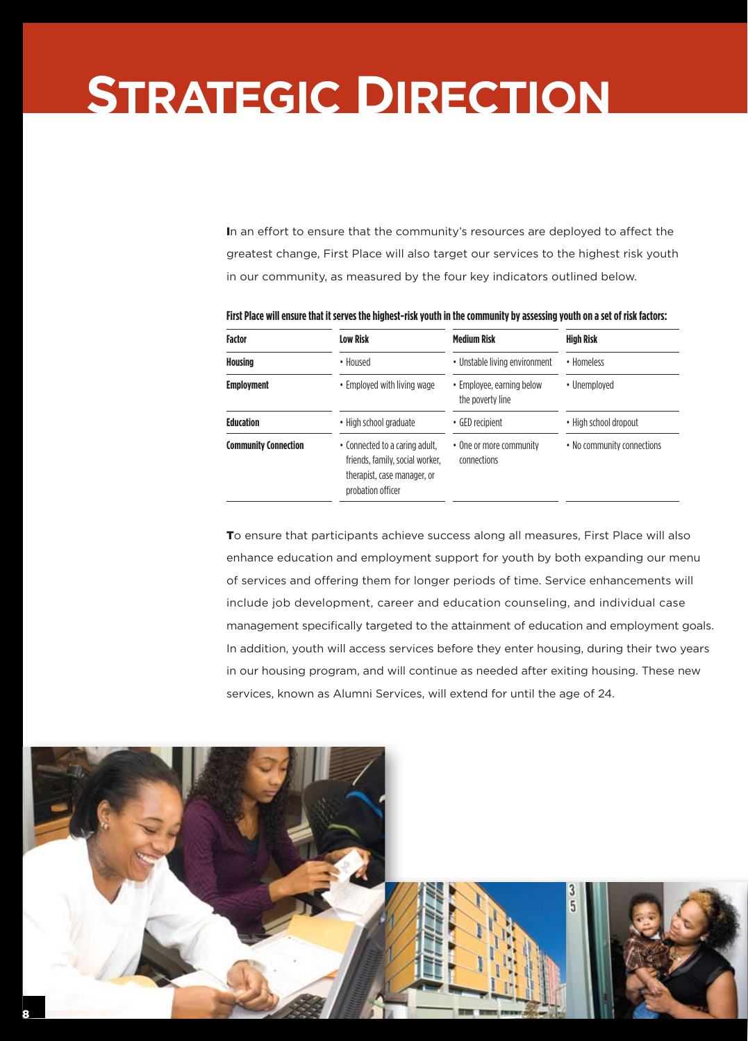# Strategic Direction

In an effort to ensure that the community's resources are deployed to affect the greatest change, First Place will also target our services to the highest risk youth in our community, as measured by the four key indicators outlined below.

**First Place will ensure that it serves the highest-risk youth in the community by assessing youth on a set of risk factors:**

| Factor | Low Risk | Medium Risk | High Risk |
|---|---|---|---|
| **Housing** | • Housed | • Unstable living environment | • Homeless |
| **Employment** | • Employed with living wage | • Employee, earning below the poverty line | • Unemployed |
| **Education** | • High school graduate | • GED recipient | • High school dropout |
| **Community Connection** | • Connected to a caring adult, friends, family, social worker, therapist, case manager, or probation officer | • One or more community connections | • No community connections |

To ensure that participants achieve success along all measures, First Place will also enhance education and employment support for youth by both expanding our menu of services and offering them for longer periods of time. Service enhancements will include job development, career and education counseling, and individual case management specifically targeted to the attainment of education and employment goals. In addition, youth will access services before they enter housing, during their two years in our housing program, and will continue as needed after exiting housing. These new services, known as Alumni Services, will extend for until the age of 24.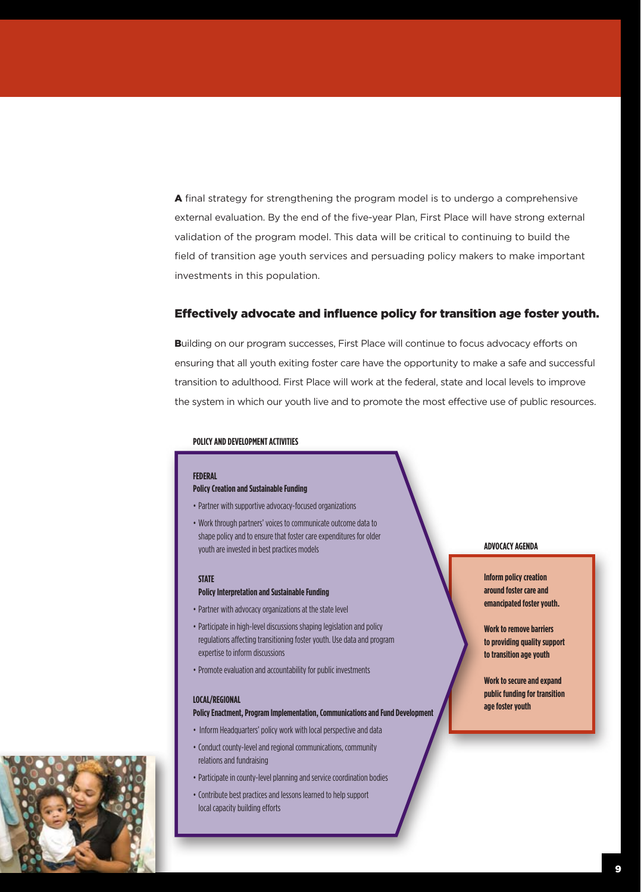A final strategy for strengthening the program model is to undergo a comprehensive external evaluation. By the end of the five-year Plan, First Place will have strong external validation of the program model. This data will be critical to continuing to build the field of transition age youth services and persuading policy makers to make important investments in this population.

## Effectively advocate and influence policy for transition age foster youth.

Building on our program successes, First Place will continue to focus advocacy efforts on ensuring that all youth exiting foster care have the opportunity to make a safe and successful transition to adulthood. First Place will work at the federal, state and local levels to improve the system in which our youth live and to promote the most effective use of public resources.

**POLICY AND DEVELOPMENT ACTIVITIES**

**FEDERAL**
**Policy Creation and Sustainable Funding**

- Partner with supportive advocacy-focused organizations
- Work through partners' voices to communicate outcome data to shape policy and to ensure that foster care expenditures for older youth are invested in best practices models

**STATE**
**Policy Interpretation and Sustainable Funding**

- Partner with advocacy organizations at the state level
- Participate in high-level discussions shaping legislation and policy regulations affecting transitioning foster youth. Use data and program expertise to inform discussions
- Promote evaluation and accountability for public investments

**LOCAL/REGIONAL**
**Policy Enactment, Program Implementation, Communications and Fund Development**

- Inform Headquarters' policy work with local perspective and data
- Conduct county-level and regional communications, community relations and fundraising
- Participate in county-level planning and service coordination bodies
- Contribute best practices and lessons learned to help support local capacity building efforts

**ADVOCACY AGENDA**

**Inform policy creation around foster care and emancipated foster youth.**

**Work to remove barriers to providing quality support to transition age youth**

**Work to secure and expand public funding for transition age foster youth**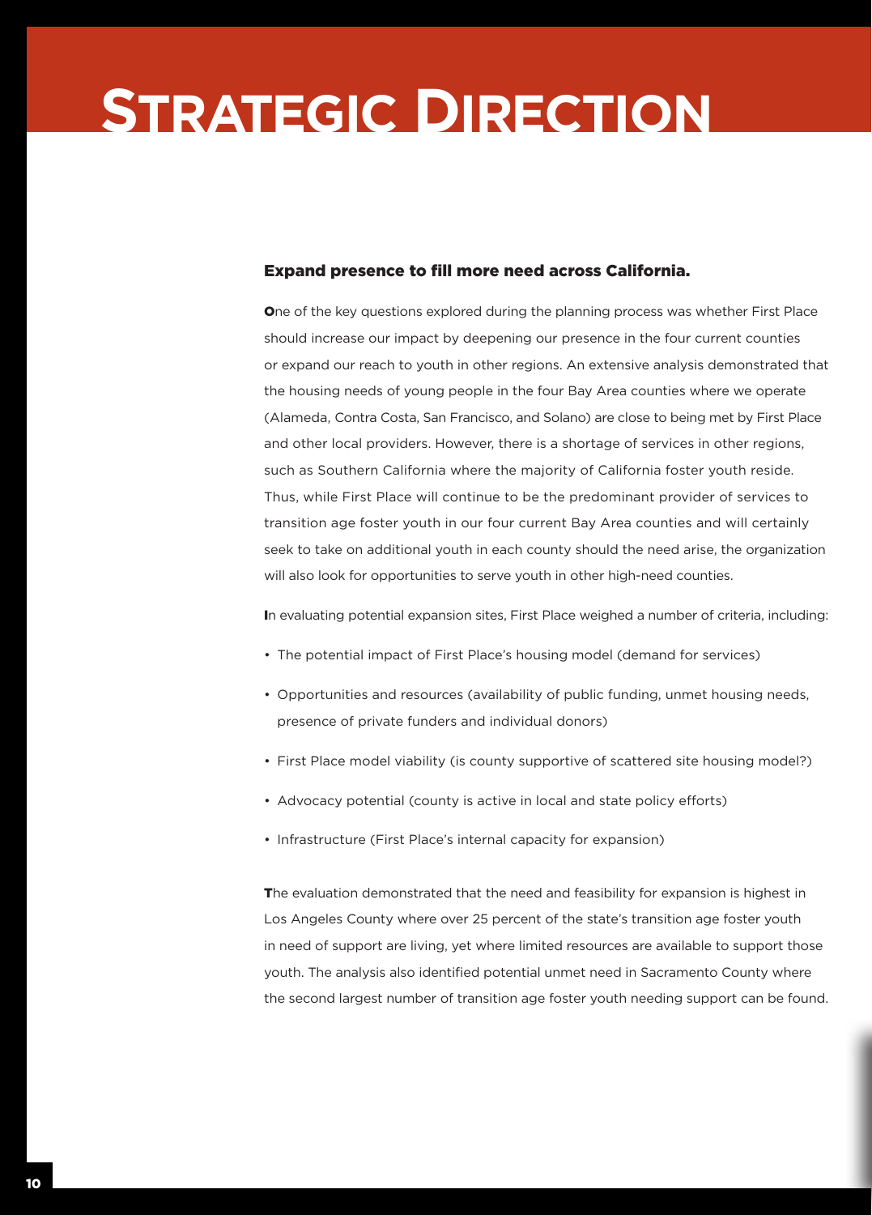# Strategic Direction

### Expand presence to fill more need across California.

One of the key questions explored during the planning process was whether First Place should increase our impact by deepening our presence in the four current counties or expand our reach to youth in other regions. An extensive analysis demonstrated that the housing needs of young people in the four Bay Area counties where we operate (Alameda, Contra Costa, San Francisco, and Solano) are close to being met by First Place and other local providers. However, there is a shortage of services in other regions, such as Southern California where the majority of California foster youth reside. Thus, while First Place will continue to be the predominant provider of services to transition age foster youth in our four current Bay Area counties and will certainly seek to take on additional youth in each county should the need arise, the organization will also look for opportunities to serve youth in other high-need counties.

In evaluating potential expansion sites, First Place weighed a number of criteria, including:

- The potential impact of First Place's housing model (demand for services)
- Opportunities and resources (availability of public funding, unmet housing needs, presence of private funders and individual donors)
- First Place model viability (is county supportive of scattered site housing model?)
- Advocacy potential (county is active in local and state policy efforts)
- Infrastructure (First Place's internal capacity for expansion)

The evaluation demonstrated that the need and feasibility for expansion is highest in Los Angeles County where over 25 percent of the state's transition age foster youth in need of support are living, yet where limited resources are available to support those youth. The analysis also identified potential unmet need in Sacramento County where the second largest number of transition age foster youth needing support can be found.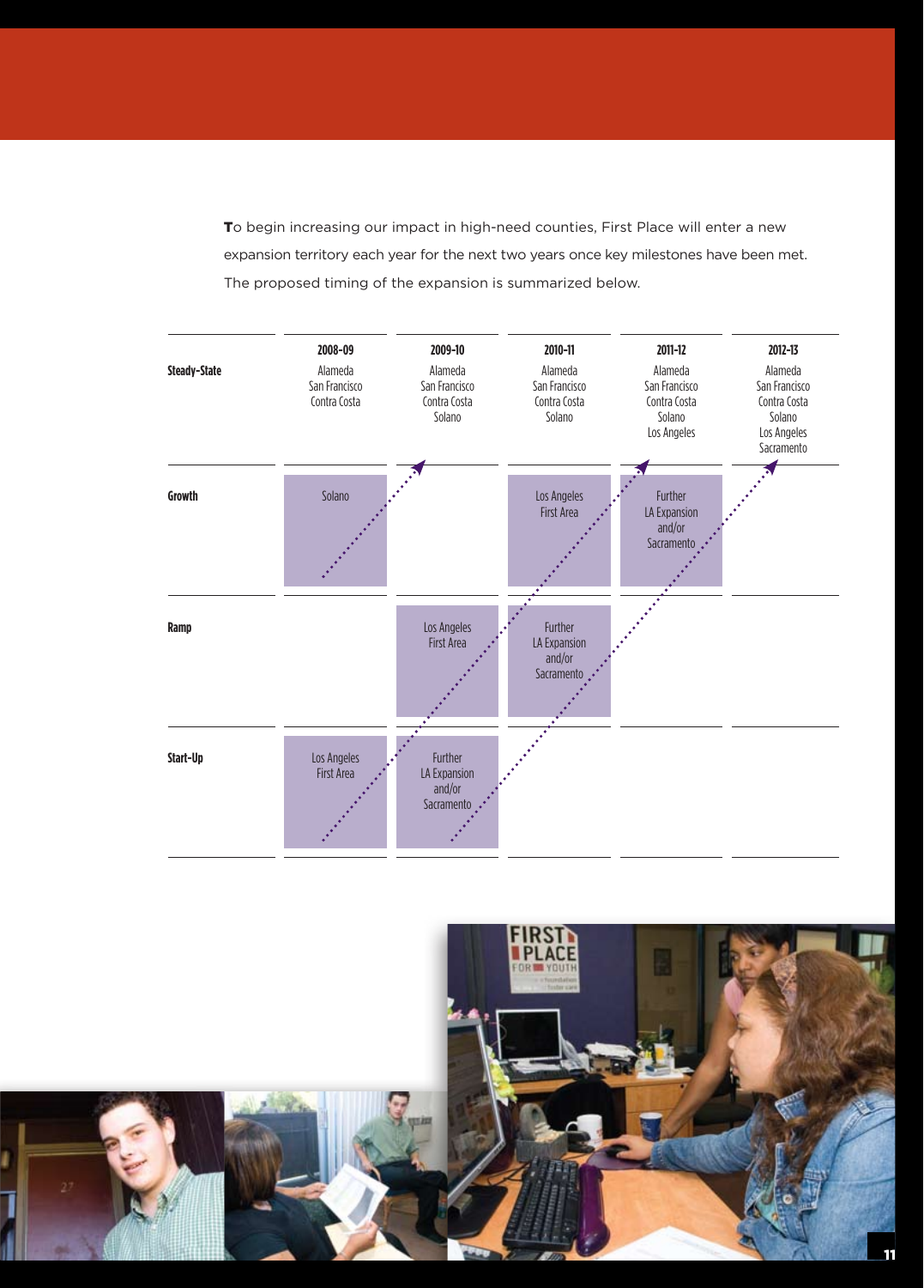**T**o begin increasing our impact in high-need counties, First Place will enter a new expansion territory each year for the next two years once key milestones have been met. The proposed timing of the expansion is summarized below.

| | 2008-09 | 2009-10 | 2010-11 | 2011-12 | 2012-13 |
|---|---|---|---|---|---|
| **Steady-State** | Alameda<br>San Francisco<br>Contra Costa | Alameda<br>San Francisco<br>Contra Costa<br>Solano | Alameda<br>San Francisco<br>Contra Costa<br>Solano | Alameda<br>San Francisco<br>Contra Costa<br>Solano<br>Los Angeles | Alameda<br>San Francisco<br>Contra Costa<br>Solano<br>Los Angeles<br>Sacramento |
| **Growth** | Solano | | Los Angeles First Area | Further LA Expansion and/or Sacramento | |
| **Ramp** | | Los Angeles First Area | Further LA Expansion and/or Sacramento | | |
| **Start-Up** | Los Angeles First Area | Further LA Expansion and/or Sacramento | | | |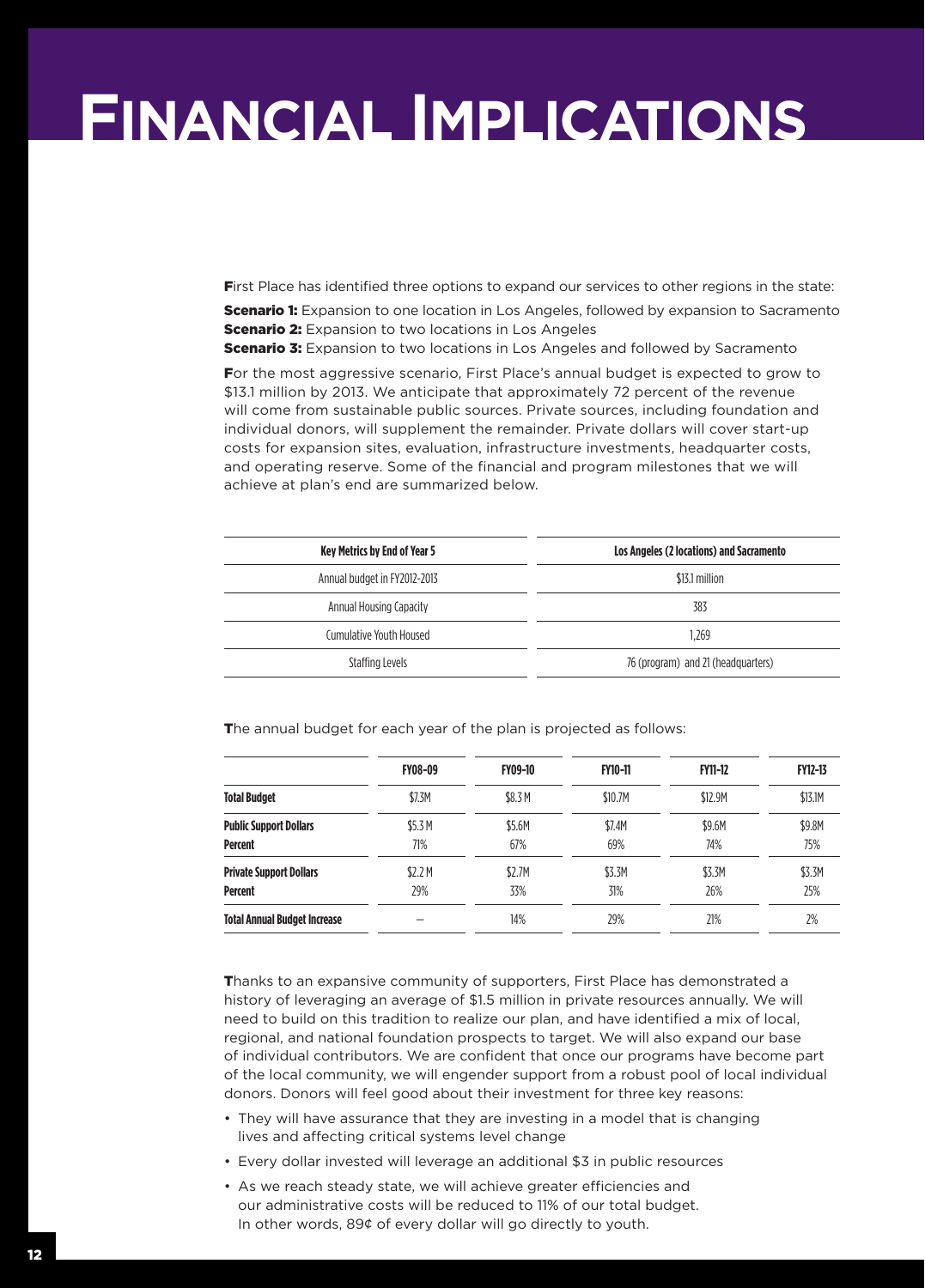# Financial Implications

First Place has identified three options to expand our services to other regions in the state:

**Scenario 1:** Expansion to one location in Los Angeles, followed by expansion to Sacramento
**Scenario 2:** Expansion to two locations in Los Angeles
**Scenario 3:** Expansion to two locations in Los Angeles and followed by Sacramento

For the most aggressive scenario, First Place's annual budget is expected to grow to $13.1 million by 2013. We anticipate that approximately 72 percent of the revenue will come from sustainable public sources. Private sources, including foundation and individual donors, will supplement the remainder. Private dollars will cover start-up costs for expansion sites, evaluation, infrastructure investments, headquarter costs, and operating reserve. Some of the financial and program milestones that we will achieve at plan's end are summarized below.

| Key Metrics by End of Year 5 | Los Angeles (2 locations) and Sacramento |
|---|---|
| Annual budget in FY2012-2013 | $13.1 million |
| Annual Housing Capacity | 383 |
| Cumulative Youth Housed | 1,269 |
| Staffing Levels | 76 (program) and 21 (headquarters) |

The annual budget for each year of the plan is projected as follows:

| | FY08-09 | FY09-10 | FY10-11 | FY11-12 | FY12-13 |
|---|---|---|---|---|---|
| **Total Budget** | $7.3M | $8.3 M | $10.7M | $12.9M | $13.1M |
| **Public Support Dollars** | $5.3 M | $5.6M | $7.4M | $9.6M | $9.8M |
| **Percent** | 71% | 67% | 69% | 74% | 75% |
| **Private Support Dollars** | $2.2 M | $2.7M | $3.3M | $3.3M | $3.3M |
| **Percent** | 29% | 33% | 31% | 26% | 25% |
| **Total Annual Budget Increase** | – | 14% | 29% | 21% | 2% |

Thanks to an expansive community of supporters, First Place has demonstrated a history of leveraging an average of $1.5 million in private resources annually. We will need to build on this tradition to realize our plan, and have identified a mix of local, regional, and national foundation prospects to target. We will also expand our base of individual contributors. We are confident that once our programs have become part of the local community, we will engender support from a robust pool of local individual donors. Donors will feel good about their investment for three key reasons:

- They will have assurance that they are investing in a model that is changing lives and affecting critical systems level change
- Every dollar invested will leverage an additional $3 in public resources
- As we reach steady state, we will achieve greater efficiencies and our administrative costs will be reduced to 11% of our total budget. In other words, 89¢ of every dollar will go directly to youth.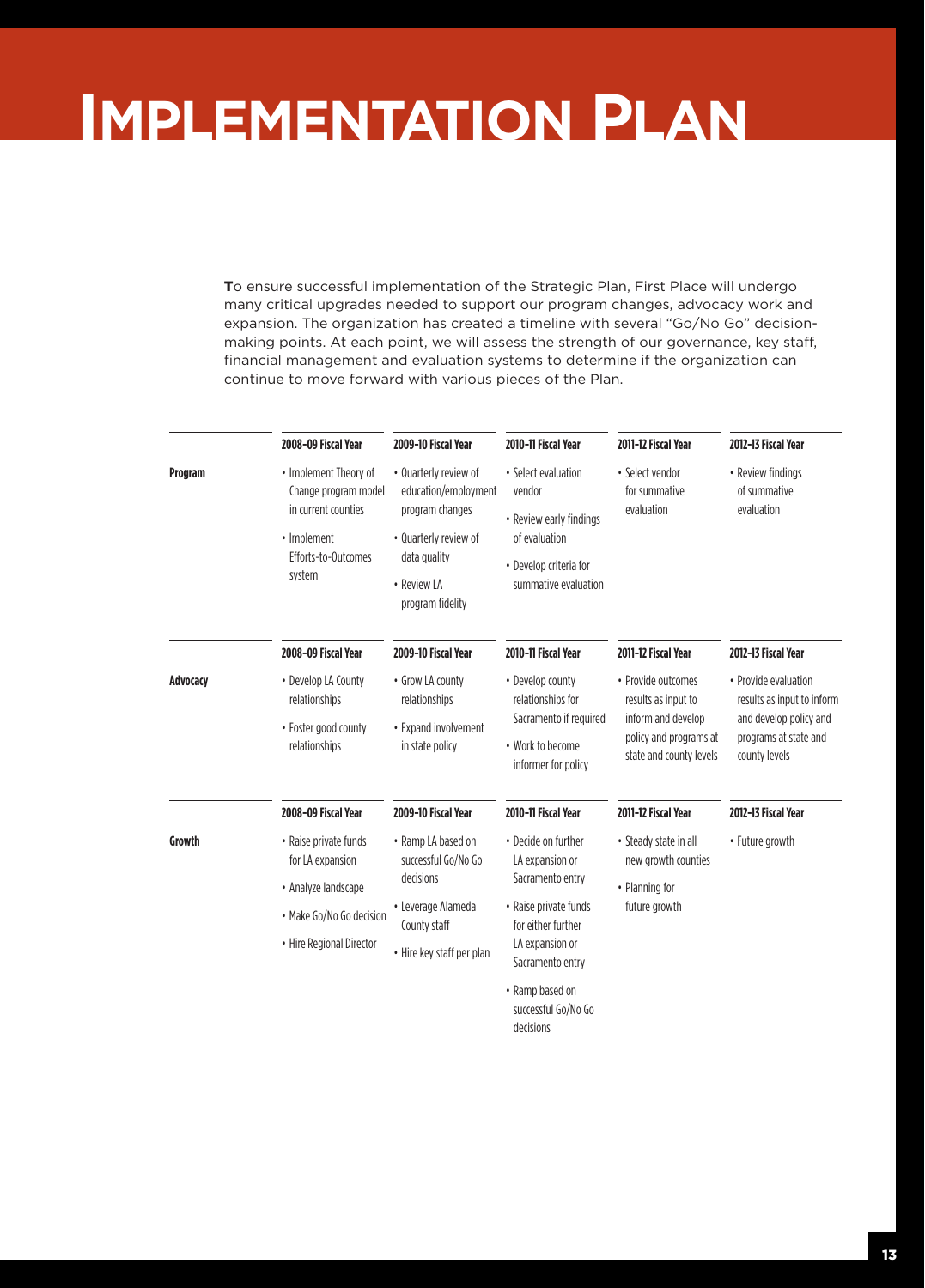# Implementation Plan

**T**o ensure successful implementation of the Strategic Plan, First Place will undergo many critical upgrades needed to support our program changes, advocacy work and expansion. The organization has created a timeline with several "Go/No Go" decision-making points. At each point, we will assess the strength of our governance, key staff, financial management and evaluation systems to determine if the organization can continue to move forward with various pieces of the Plan.

| | 2008-09 Fiscal Year | 2009-10 Fiscal Year | 2010-11 Fiscal Year | 2011-12 Fiscal Year | 2012-13 Fiscal Year |
|---|---|---|---|---|---|
| **Program** | • Implement Theory of Change program model in current counties<br>• Implement Efforts-to-Outcomes system | • Quarterly review of education/employment program changes<br>• Quarterly review of data quality<br>• Review LA program fidelity | • Select evaluation vendor<br>• Review early findings of evaluation<br>• Develop criteria for summative evaluation | • Select vendor for summative evaluation | • Review findings of summative evaluation |

| | 2008-09 Fiscal Year | 2009-10 Fiscal Year | 2010-11 Fiscal Year | 2011-12 Fiscal Year | 2012-13 Fiscal Year |
|---|---|---|---|---|---|
| **Advocacy** | • Develop LA County relationships<br>• Foster good county relationships | • Grow LA county relationships<br>• Expand involvement in state policy | • Develop county relationships for Sacramento if required<br>• Work to become informer for policy | • Provide outcomes results as input to inform and develop policy and programs at state and county levels | • Provide evaluation results as input to inform and develop policy and programs at state and county levels |

| | 2008-09 Fiscal Year | 2009-10 Fiscal Year | 2010-11 Fiscal Year | 2011-12 Fiscal Year | 2012-13 Fiscal Year |
|---|---|---|---|---|---|
| **Growth** | • Raise private funds for LA expansion<br>• Analyze landscape<br>• Make Go/No Go decision<br>• Hire Regional Director | • Ramp LA based on successful Go/No Go decisions<br>• Leverage Alameda County staff<br>• Hire key staff per plan | • Decide on further LA expansion or Sacramento entry<br>• Raise private funds for either further LA expansion or Sacramento entry<br>• Ramp based on successful Go/No Go decisions | • Steady state in all new growth counties<br>• Planning for future growth | • Future growth |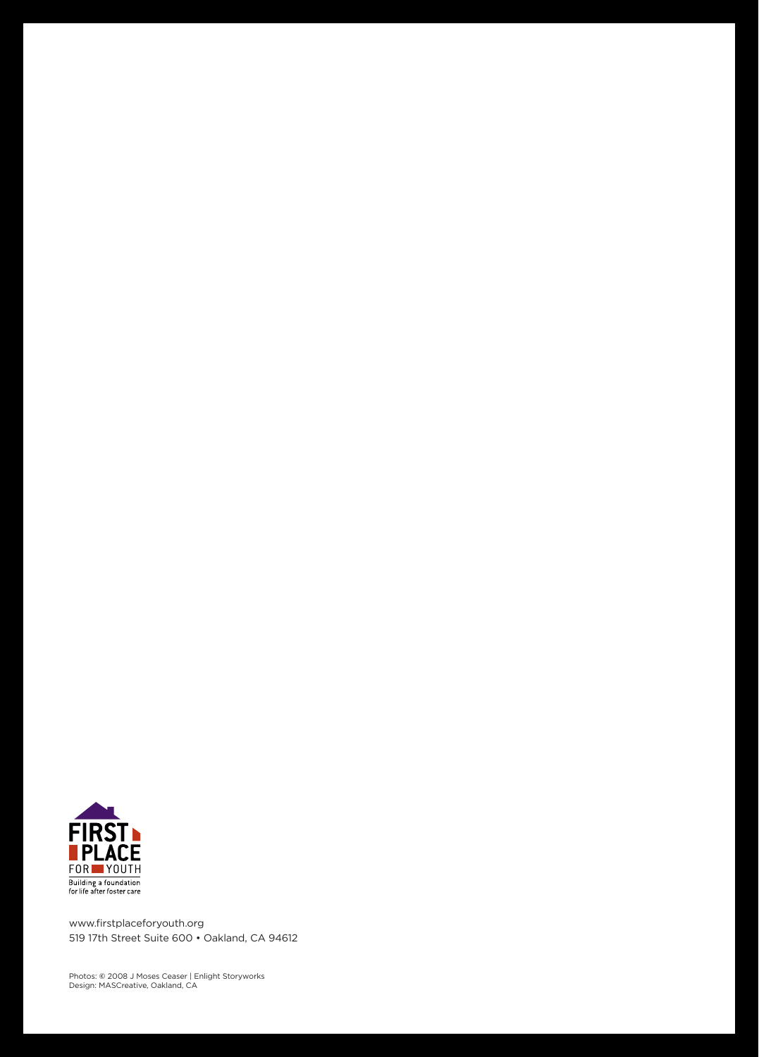FIRST PLACE FOR YOUTH

Building a foundation for life after foster care

www.firstplaceforyouth.org

519 17th Street Suite 600 • Oakland, CA 94612

Photos: © 2008 J Moses Ceaser | Enlight Storyworks

Design: MASCreative, Oakland, CA